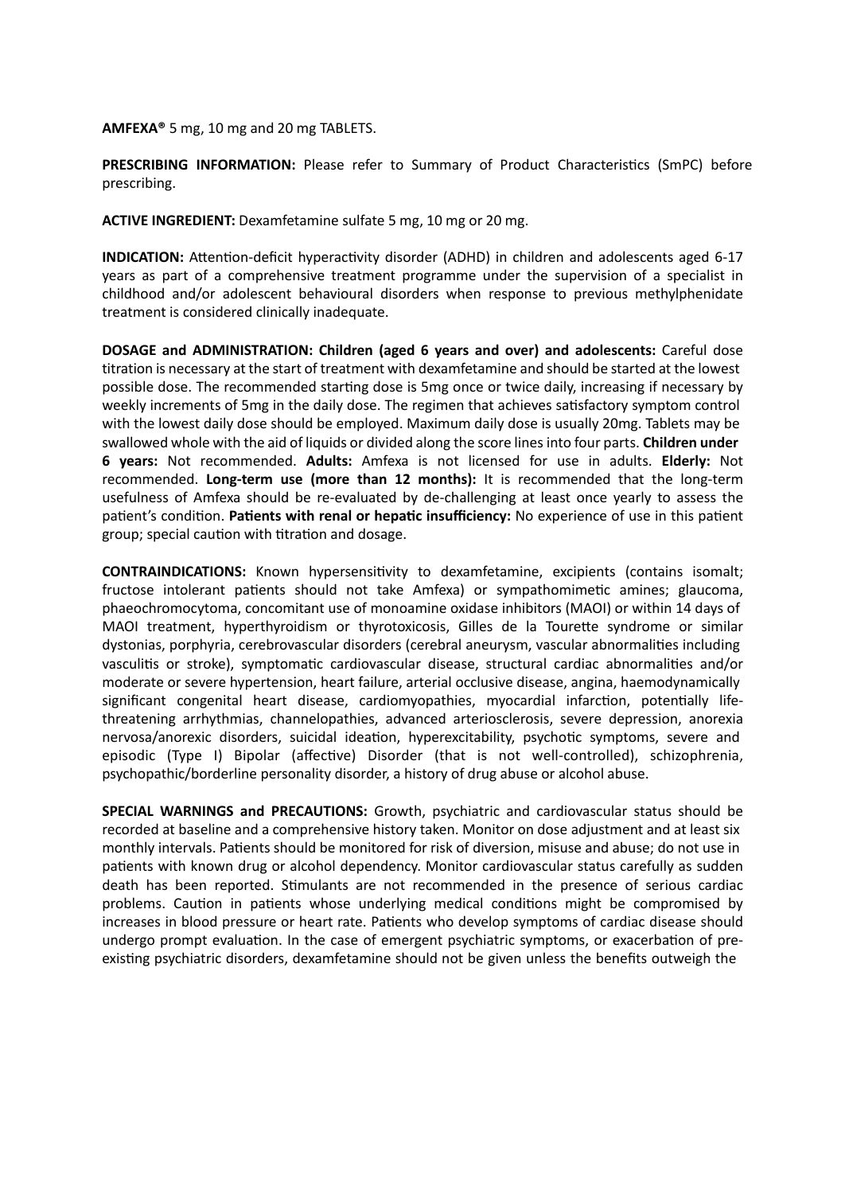**AMFEXA®** 5 mg, 10 mg and 20 mg TABLETS.

**PRESCRIBING INFORMATION:** Please refer to Summary of Product Characteristics (SmPC) before prescribing.

**ACTIVE INGREDIENT:** Dexamfetamine sulfate 5 mg, 10 mg or 20 mg.

**INDICATION:** Attention-deficit hyperactivity disorder (ADHD) in children and adolescents aged 6-17 years as part of a comprehensive treatment programme under the supervision of a specialist in childhood and/or adolescent behavioural disorders when response to previous methylphenidate treatment is considered clinically inadequate.

**DOSAGE and ADMINISTRATION: Children (aged 6 years and over) and adolescents:** Careful dose titration is necessary at the start of treatment with dexamfetamine and should be started at the lowest possible dose. The recommended starting dose is 5mg once or twice daily, increasing if necessary by weekly increments of 5mg in the daily dose. The regimen that achieves satisfactory symptom control with the lowest daily dose should be employed. Maximum daily dose is usually 20mg. Tablets may be swallowed whole with the aid of liquids or divided along the score lines into four parts. **Children under 6 years:** Not recommended. **Adults:** Amfexa is not licensed for use in adults. **Elderly:** Not recommended. **Long-term use (more than 12 months):** It is recommended that the long-term usefulness of Amfexa should be re-evaluated by de-challenging at least once yearly to assess the patient's condition. **Patients with renal or hepatic insufficiency:** No experience of use in this patient group; special caution with titration and dosage.

**CONTRAINDICATIONS:** Known hypersensitivity to dexamfetamine, excipients (contains isomalt; fructose intolerant patients should not take Amfexa) or sympathomimetic amines; glaucoma, phaeochromocytoma, concomitant use of monoamine oxidase inhibitors (MAOI) or within 14 days of MAOI treatment, hyperthyroidism or thyrotoxicosis, Gilles de la Tourette syndrome or similar dystonias, porphyria, cerebrovascular disorders (cerebral aneurysm, vascular abnormalities including vasculitis or stroke), symptomatic cardiovascular disease, structural cardiac abnormalities and/or moderate or severe hypertension, heart failure, arterial occlusive disease, angina, haemodynamically significant congenital heart disease, cardiomyopathies, myocardial infarction, potentially life-threatening arrhythmias, channelopathies, advanced arteriosclerosis, severe depression, anorexia nervosa/anorexic disorders, suicidal ideation, hyperexcitability, psychotic symptoms, severe and episodic (Type I) Bipolar (affective) Disorder (that is not well-controlled), schizophrenia, psychopathic/borderline personality disorder, a history of drug abuse or alcohol abuse.

**SPECIAL WARNINGS and PRECAUTIONS:** Growth, psychiatric and cardiovascular status should be recorded at baseline and a comprehensive history taken. Monitor on dose adjustment and at least six monthly intervals. Patients should be monitored for risk of diversion, misuse and abuse; do not use in patients with known drug or alcohol dependency. Monitor cardiovascular status carefully as sudden death has been reported. Stimulants are not recommended in the presence of serious cardiac problems. Caution in patients whose underlying medical conditions might be compromised by increases in blood pressure or heart rate. Patients who develop symptoms of cardiac disease should undergo prompt evaluation. In the case of emergent psychiatric symptoms, or exacerbation of pre-existing psychiatric disorders, dexamfetamine should not be given unless the benefits outweigh the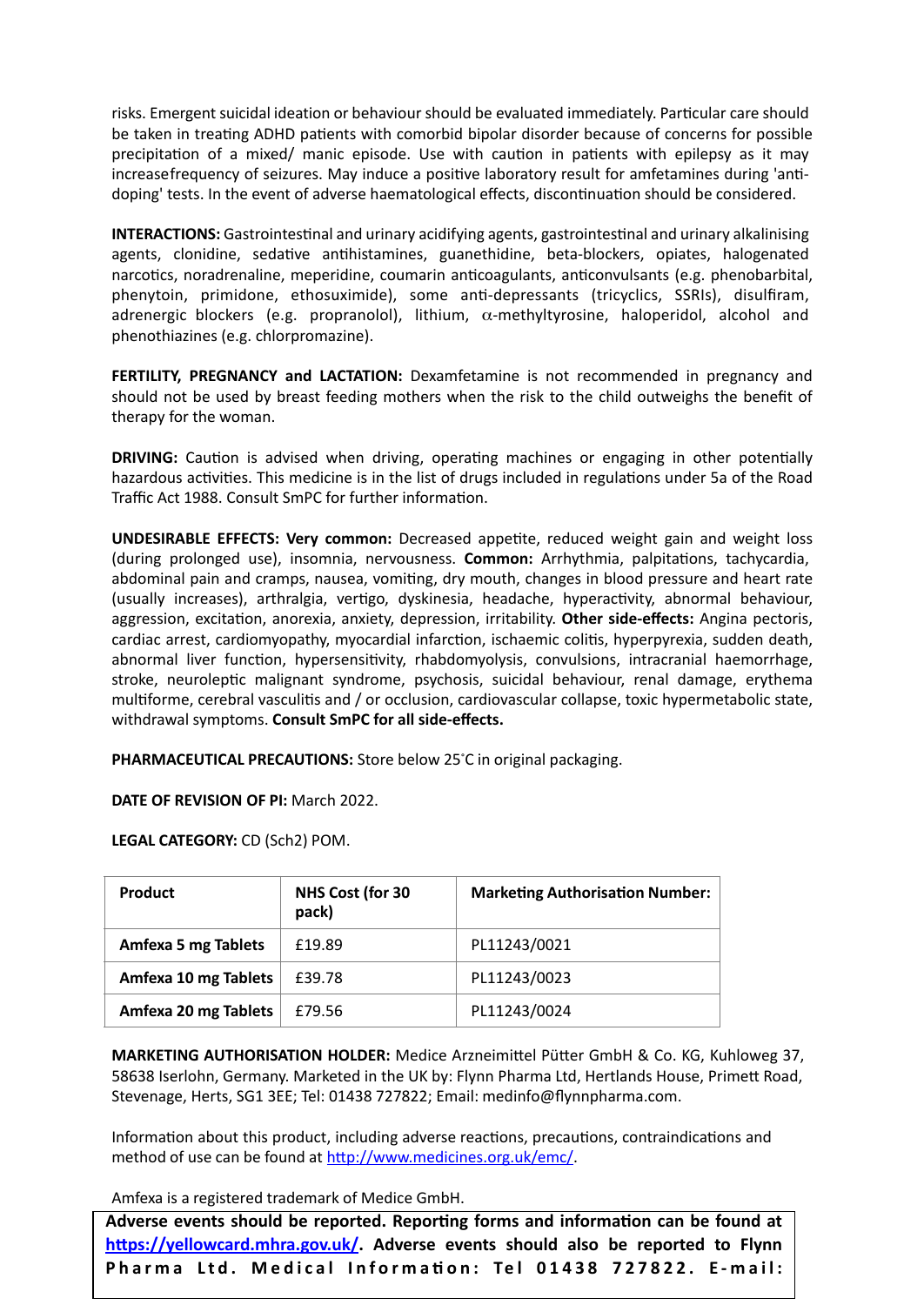risks. Emergent suicidal ideation or behaviour should be evaluated immediately. Particular care should be taken in treating ADHD patients with comorbid bipolar disorder because of concerns for possible precipitation of a mixed/ manic episode. Use with caution in patients with epilepsy as it may increasefrequency of seizures. May induce a positive laboratory result for amfetamines during 'anti-doping' tests. In the event of adverse haematological effects, discontinuation should be considered.

**INTERACTIONS:** Gastrointestinal and urinary acidifying agents, gastrointestinal and urinary alkalinising agents, clonidine, sedative antihistamines, guanethidine, beta-blockers, opiates, halogenated narcotics, noradrenaline, meperidine, coumarin anticoagulants, anticonvulsants (e.g. phenobarbital, phenytoin, primidone, ethosuximide), some anti-depressants (tricyclics, SSRIs), disulfiram, adrenergic blockers (e.g. propranolol), lithium, $\alpha$-methyltyrosine, haloperidol, alcohol and phenothiazines (e.g. chlorpromazine).

**FERTILITY, PREGNANCY and LACTATION:** Dexamfetamine is not recommended in pregnancy and should not be used by breast feeding mothers when the risk to the child outweighs the benefit of therapy for the woman.

**DRIVING:** Caution is advised when driving, operating machines or engaging in other potentially hazardous activities. This medicine is in the list of drugs included in regulations under 5a of the Road Traffic Act 1988. Consult SmPC for further information.

**UNDESIRABLE EFFECTS: Very common:** Decreased appetite, reduced weight gain and weight loss (during prolonged use), insomnia, nervousness. **Common:** Arrhythmia, palpitations, tachycardia, abdominal pain and cramps, nausea, vomiting, dry mouth, changes in blood pressure and heart rate (usually increases), arthralgia, vertigo, dyskinesia, headache, hyperactivity, abnormal behaviour, aggression, excitation, anorexia, anxiety, depression, irritability. **Other side-effects:** Angina pectoris, cardiac arrest, cardiomyopathy, myocardial infarction, ischaemic colitis, hyperpyrexia, sudden death, abnormal liver function, hypersensitivity, rhabdomyolysis, convulsions, intracranial haemorrhage, stroke, neuroleptic malignant syndrome, psychosis, suicidal behaviour, renal damage, erythema multiforme, cerebral vasculitis and / or occlusion, cardiovascular collapse, toxic hypermetabolic state, withdrawal symptoms. **Consult SmPC for all side-effects.**

**PHARMACEUTICAL PRECAUTIONS:** Store below 25˚C in original packaging.

**DATE OF REVISION OF PI:** March 2022.

**LEGAL CATEGORY:** CD (Sch2) POM.

| Product | NHS Cost (for 30 pack) | Marketing Authorisation Number: |
|---|---|---|
| **Amfexa 5 mg Tablets** | £19.89 | PL11243/0021 |
| **Amfexa 10 mg Tablets** | £39.78 | PL11243/0023 |
| **Amfexa 20 mg Tablets** | £79.56 | PL11243/0024 |

**MARKETING AUTHORISATION HOLDER:** Medice Arzneimittel Pütter GmbH & Co. KG, Kuhloweg 37, 58638 Iserlohn, Germany. Marketed in the UK by: Flynn Pharma Ltd, Hertlands House, Primett Road, Stevenage, Herts, SG1 3EE; Tel: 01438 727822; Email: medinfo@flynnpharma.com.

Information about this product, including adverse reactions, precautions, contraindications and method of use can be found at http://www.medicines.org.uk/emc/.

Amfexa is a registered trademark of Medice GmbH.

**Adverse events should be reported. Reporting forms and information can be found at https://yellowcard.mhra.gov.uk/. Adverse events should also be reported to Flynn Pharma Ltd. Medical Information: Tel 01438 727822. E-mail:**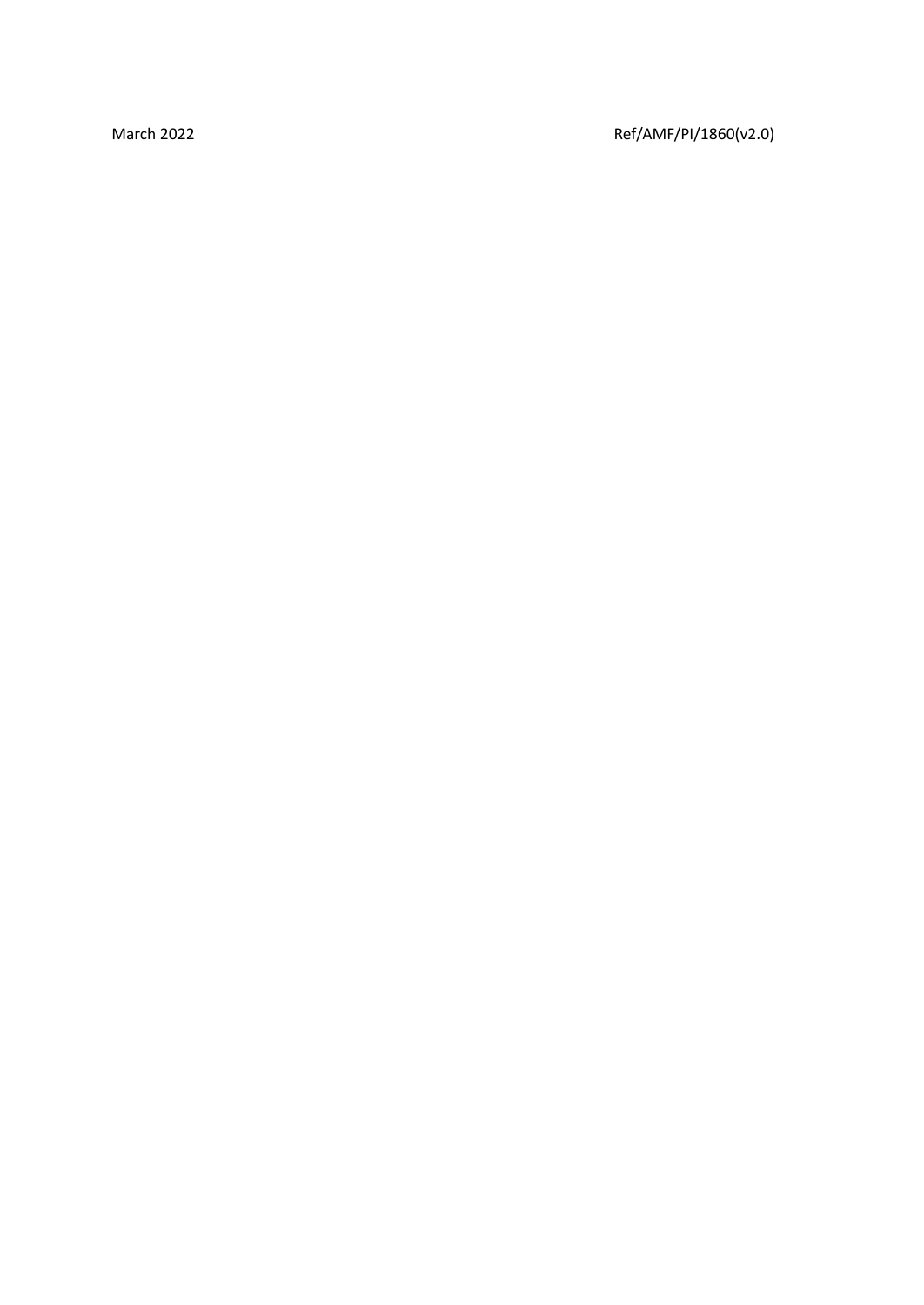March 2022 Ref/AMF/PI/1860(v2.0)